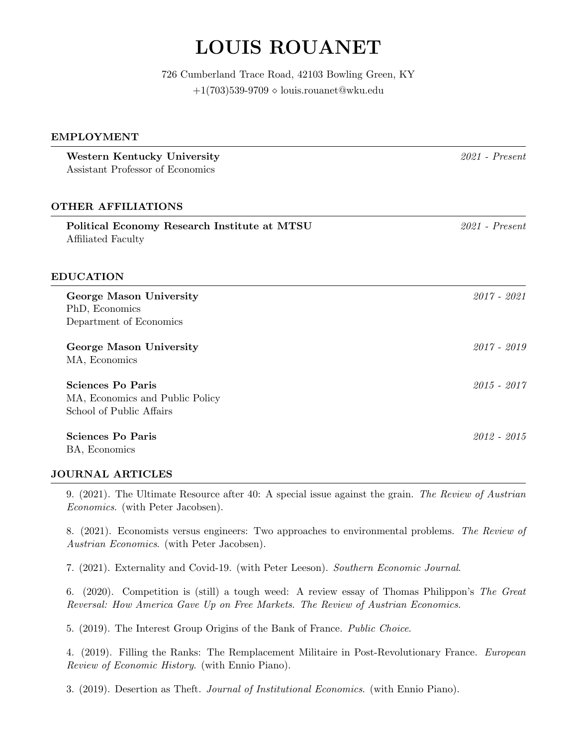# LOUIS ROUANET

726 Cumberland Trace Road, 42103 Bowling Green, KY
+1(703)539-9709 ⋄ louis.rouanet@wku.edu

## EMPLOYMENT

**Western Kentucky University** *2021 - Present*
Assistant Professor of Economics

## OTHER AFFILIATIONS

**Political Economy Research Institute at MTSU** *2021 - Present*
Affiliated Faculty

## EDUCATION

**George Mason University** *2017 - 2021*
PhD, Economics
Department of Economics

**George Mason University** *2017 - 2019*
MA, Economics

**Sciences Po Paris** *2015 - 2017*
MA, Economics and Public Policy
School of Public Affairs

**Sciences Po Paris** *2012 - 2015*
BA, Economics

## JOURNAL ARTICLES

9. (2021). The Ultimate Resource after 40: A special issue against the grain. *The Review of Austrian Economics*. (with Peter Jacobsen).

8. (2021). Economists versus engineers: Two approaches to environmental problems. *The Review of Austrian Economics*. (with Peter Jacobsen).

7. (2021). Externality and Covid-19. (with Peter Leeson). *Southern Economic Journal*.

6. (2020). Competition is (still) a tough weed: A review essay of Thomas Philippon's *The Great Reversal: How America Gave Up on Free Markets*. *The Review of Austrian Economics*.

5. (2019). The Interest Group Origins of the Bank of France. *Public Choice*.

4. (2019). Filling the Ranks: The Remplacement Militaire in Post-Revolutionary France. *European Review of Economic History*. (with Ennio Piano).

3. (2019). Desertion as Theft. *Journal of Institutional Economics*. (with Ennio Piano).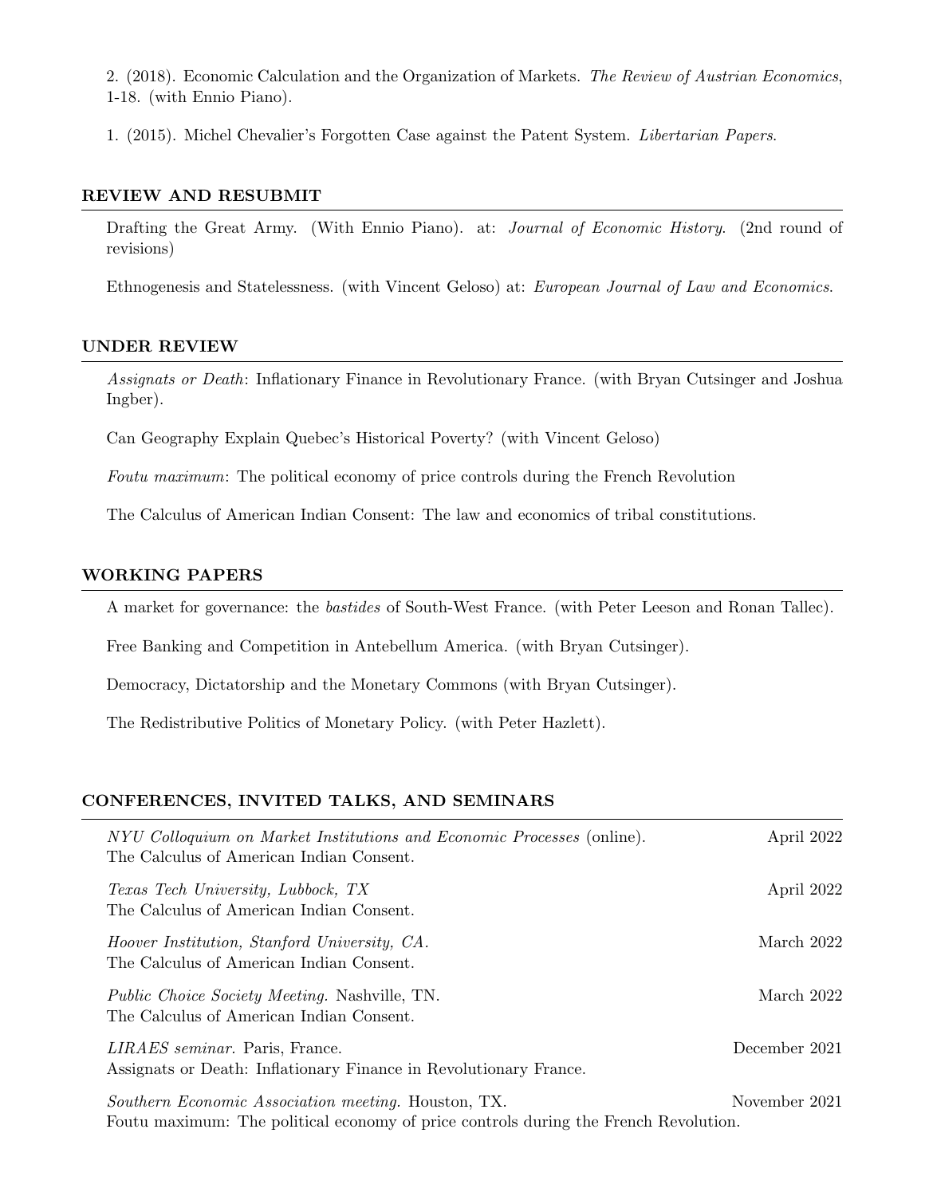2. (2018). Economic Calculation and the Organization of Markets. *The Review of Austrian Economics*, 1-18. (with Ennio Piano).

1. (2015). Michel Chevalier's Forgotten Case against the Patent System. *Libertarian Papers*.

## REVIEW AND RESUBMIT

Drafting the Great Army. (With Ennio Piano). at: *Journal of Economic History*. (2nd round of revisions)

Ethnogenesis and Statelessness. (with Vincent Geloso) at: *European Journal of Law and Economics*.

## UNDER REVIEW

*Assignats or Death*: Inflationary Finance in Revolutionary France. (with Bryan Cutsinger and Joshua Ingber).

Can Geography Explain Quebec's Historical Poverty? (with Vincent Geloso)

*Foutu maximum*: The political economy of price controls during the French Revolution

The Calculus of American Indian Consent: The law and economics of tribal constitutions.

## WORKING PAPERS

A market for governance: the *bastides* of South-West France. (with Peter Leeson and Ronan Tallec).

Free Banking and Competition in Antebellum America. (with Bryan Cutsinger).

Democracy, Dictatorship and the Monetary Commons (with Bryan Cutsinger).

The Redistributive Politics of Monetary Policy. (with Peter Hazlett).

## CONFERENCES, INVITED TALKS, AND SEMINARS

*NYU Colloquium on Market Institutions and Economic Processes* (online). — April 2022
The Calculus of American Indian Consent.

*Texas Tech University, Lubbock, TX* — April 2022
The Calculus of American Indian Consent.

*Hoover Institution, Stanford University, CA.* — March 2022
The Calculus of American Indian Consent.

*Public Choice Society Meeting.* Nashville, TN. — March 2022
The Calculus of American Indian Consent.

*LIRAES seminar.* Paris, France. — December 2021
Assignats or Death: Inflationary Finance in Revolutionary France.

*Southern Economic Association meeting.* Houston, TX. — November 2021
Foutu maximum: The political economy of price controls during the French Revolution.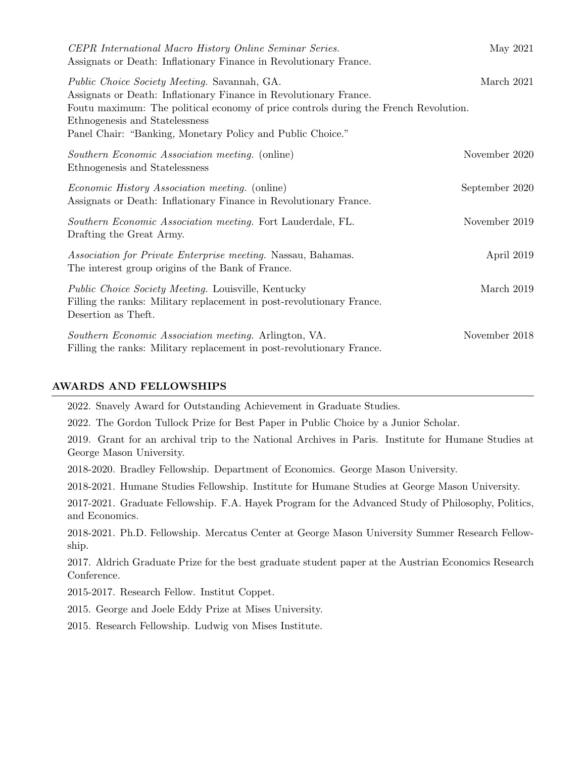*CEPR International Macro History Online Seminar Series.* May 2021
Assignats or Death: Inflationary Finance in Revolutionary France.

*Public Choice Society Meeting.* Savannah, GA. March 2021
Assignats or Death: Inflationary Finance in Revolutionary France.
Foutu maximum: The political economy of price controls during the French Revolution.
Ethnogenesis and Statelessness
Panel Chair: "Banking, Monetary Policy and Public Choice."

*Southern Economic Association meeting.* (online) November 2020
Ethnogenesis and Statelessness

*Economic History Association meeting.* (online) September 2020
Assignats or Death: Inflationary Finance in Revolutionary France.

*Southern Economic Association meeting.* Fort Lauderdale, FL. November 2019
Drafting the Great Army.

*Association for Private Enterprise meeting.* Nassau, Bahamas. April 2019
The interest group origins of the Bank of France.

*Public Choice Society Meeting.* Louisville, Kentucky March 2019
Filling the ranks: Military replacement in post-revolutionary France.
Desertion as Theft.

*Southern Economic Association meeting.* Arlington, VA. November 2018
Filling the ranks: Military replacement in post-revolutionary France.

## AWARDS AND FELLOWSHIPS

2022. Snavely Award for Outstanding Achievement in Graduate Studies.

2022. The Gordon Tullock Prize for Best Paper in Public Choice by a Junior Scholar.

2019. Grant for an archival trip to the National Archives in Paris. Institute for Humane Studies at George Mason University.

2018-2020. Bradley Fellowship. Department of Economics. George Mason University.

2018-2021. Humane Studies Fellowship. Institute for Humane Studies at George Mason University.

2017-2021. Graduate Fellowship. F.A. Hayek Program for the Advanced Study of Philosophy, Politics, and Economics.

2018-2021. Ph.D. Fellowship. Mercatus Center at George Mason University Summer Research Fellowship.

2017. Aldrich Graduate Prize for the best graduate student paper at the Austrian Economics Research Conference.

2015-2017. Research Fellow. Institut Coppet.

2015. George and Joele Eddy Prize at Mises University.

2015. Research Fellowship. Ludwig von Mises Institute.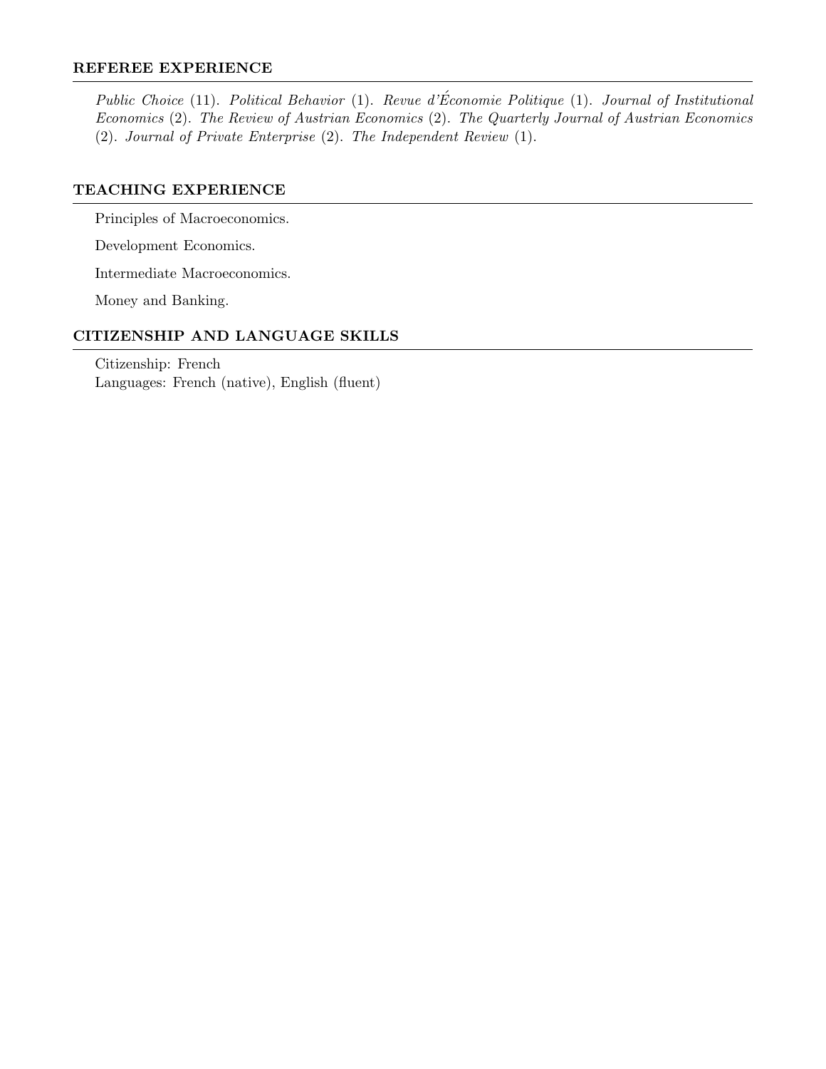## REFEREE EXPERIENCE

*Public Choice* (11). *Political Behavior* (1). *Revue d'Économie Politique* (1). *Journal of Institutional Economics* (2). *The Review of Austrian Economics* (2). *The Quarterly Journal of Austrian Economics* (2). *Journal of Private Enterprise* (2). *The Independent Review* (1).

## TEACHING EXPERIENCE

Principles of Macroeconomics.

Development Economics.

Intermediate Macroeconomics.

Money and Banking.

## CITIZENSHIP AND LANGUAGE SKILLS

Citizenship: French
Languages: French (native), English (fluent)